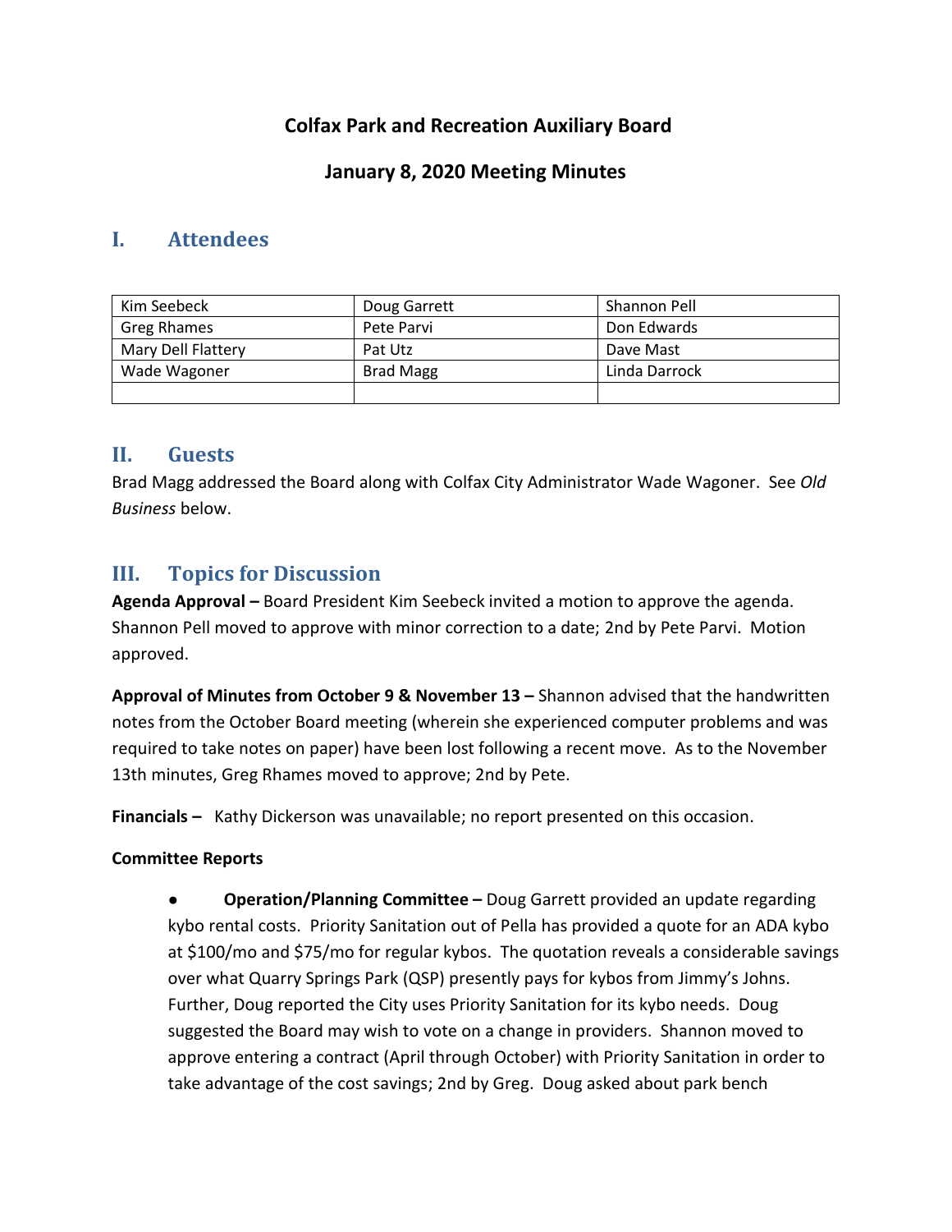# Colfax Park and Recreation Auxiliary Board

## January 8, 2020 Meeting Minutes

## I. Attendees

| Kim Seebeck | Doug Garrett | Shannon Pell |
|---|---|---|
| Greg Rhames | Pete Parvi | Don Edwards |
| Mary Dell Flattery | Pat Utz | Dave Mast |
| Wade Wagoner | Brad Magg | Linda Darrock |
| | | |

## II. Guests

Brad Magg addressed the Board along with Colfax City Administrator Wade Wagoner. See *Old Business* below.

## III. Topics for Discussion

**Agenda Approval –** Board President Kim Seebeck invited a motion to approve the agenda. Shannon Pell moved to approve with minor correction to a date; 2nd by Pete Parvi. Motion approved.

**Approval of Minutes from October 9 & November 13 –** Shannon advised that the handwritten notes from the October Board meeting (wherein she experienced computer problems and was required to take notes on paper) have been lost following a recent move. As to the November 13th minutes, Greg Rhames moved to approve; 2nd by Pete.

**Financials –** Kathy Dickerson was unavailable; no report presented on this occasion.

**Committee Reports**

- **Operation/Planning Committee –** Doug Garrett provided an update regarding kybo rental costs. Priority Sanitation out of Pella has provided a quote for an ADA kybo at $100/mo and $75/mo for regular kybos. The quotation reveals a considerable savings over what Quarry Springs Park (QSP) presently pays for kybos from Jimmy's Johns. Further, Doug reported the City uses Priority Sanitation for its kybo needs. Doug suggested the Board may wish to vote on a change in providers. Shannon moved to approve entering a contract (April through October) with Priority Sanitation in order to take advantage of the cost savings; 2nd by Greg. Doug asked about park bench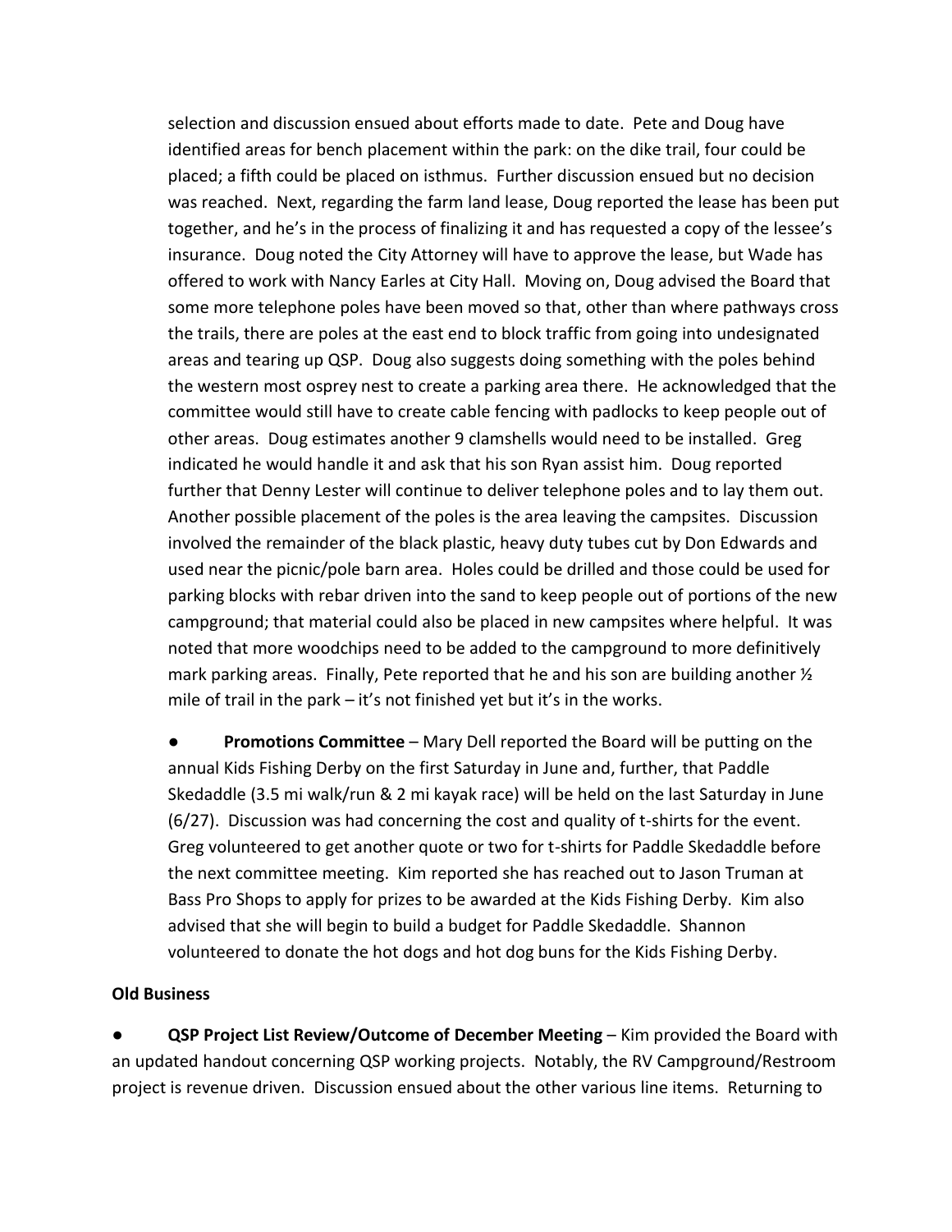selection and discussion ensued about efforts made to date. Pete and Doug have identified areas for bench placement within the park: on the dike trail, four could be placed; a fifth could be placed on isthmus. Further discussion ensued but no decision was reached. Next, regarding the farm land lease, Doug reported the lease has been put together, and he's in the process of finalizing it and has requested a copy of the lessee's insurance. Doug noted the City Attorney will have to approve the lease, but Wade has offered to work with Nancy Earles at City Hall. Moving on, Doug advised the Board that some more telephone poles have been moved so that, other than where pathways cross the trails, there are poles at the east end to block traffic from going into undesignated areas and tearing up QSP. Doug also suggests doing something with the poles behind the western most osprey nest to create a parking area there. He acknowledged that the committee would still have to create cable fencing with padlocks to keep people out of other areas. Doug estimates another 9 clamshells would need to be installed. Greg indicated he would handle it and ask that his son Ryan assist him. Doug reported further that Denny Lester will continue to deliver telephone poles and to lay them out. Another possible placement of the poles is the area leaving the campsites. Discussion involved the remainder of the black plastic, heavy duty tubes cut by Don Edwards and used near the picnic/pole barn area. Holes could be drilled and those could be used for parking blocks with rebar driven into the sand to keep people out of portions of the new campground; that material could also be placed in new campsites where helpful. It was noted that more woodchips need to be added to the campground to more definitively mark parking areas. Finally, Pete reported that he and his son are building another ½ mile of trail in the park – it's not finished yet but it's in the works.

- **Promotions Committee** – Mary Dell reported the Board will be putting on the annual Kids Fishing Derby on the first Saturday in June and, further, that Paddle Skedaddle (3.5 mi walk/run & 2 mi kayak race) will be held on the last Saturday in June (6/27). Discussion was had concerning the cost and quality of t-shirts for the event. Greg volunteered to get another quote or two for t-shirts for Paddle Skedaddle before the next committee meeting. Kim reported she has reached out to Jason Truman at Bass Pro Shops to apply for prizes to be awarded at the Kids Fishing Derby. Kim also advised that she will begin to build a budget for Paddle Skedaddle. Shannon volunteered to donate the hot dogs and hot dog buns for the Kids Fishing Derby.

**Old Business**

- **QSP Project List Review/Outcome of December Meeting** – Kim provided the Board with an updated handout concerning QSP working projects. Notably, the RV Campground/Restroom project is revenue driven. Discussion ensued about the other various line items. Returning to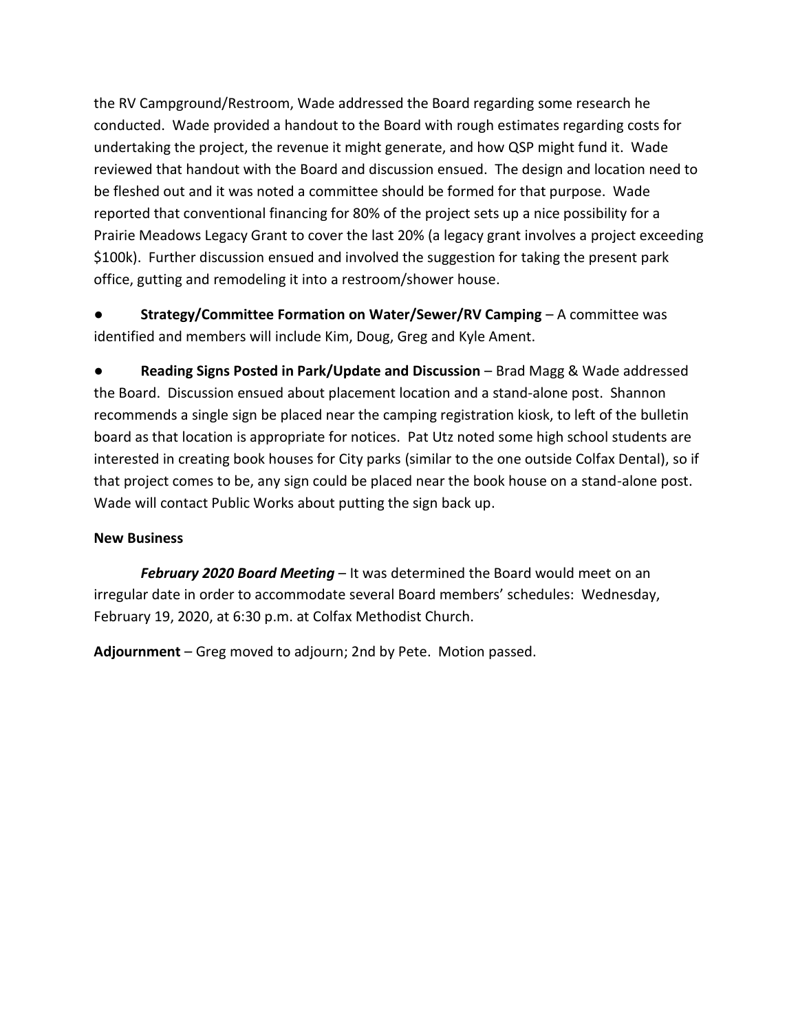the RV Campground/Restroom, Wade addressed the Board regarding some research he conducted. Wade provided a handout to the Board with rough estimates regarding costs for undertaking the project, the revenue it might generate, and how QSP might fund it. Wade reviewed that handout with the Board and discussion ensued. The design and location need to be fleshed out and it was noted a committee should be formed for that purpose. Wade reported that conventional financing for 80% of the project sets up a nice possibility for a Prairie Meadows Legacy Grant to cover the last 20% (a legacy grant involves a project exceeding $100k). Further discussion ensued and involved the suggestion for taking the present park office, gutting and remodeling it into a restroom/shower house.

- **Strategy/Committee Formation on Water/Sewer/RV Camping** – A committee was identified and members will include Kim, Doug, Greg and Kyle Ament.

- **Reading Signs Posted in Park/Update and Discussion** – Brad Magg & Wade addressed the Board. Discussion ensued about placement location and a stand-alone post. Shannon recommends a single sign be placed near the camping registration kiosk, to left of the bulletin board as that location is appropriate for notices. Pat Utz noted some high school students are interested in creating book houses for City parks (similar to the one outside Colfax Dental), so if that project comes to be, any sign could be placed near the book house on a stand-alone post. Wade will contact Public Works about putting the sign back up.

**New Business**

***February 2020 Board Meeting*** – It was determined the Board would meet on an irregular date in order to accommodate several Board members' schedules: Wednesday, February 19, 2020, at 6:30 p.m. at Colfax Methodist Church.

**Adjournment** – Greg moved to adjourn; 2nd by Pete. Motion passed.